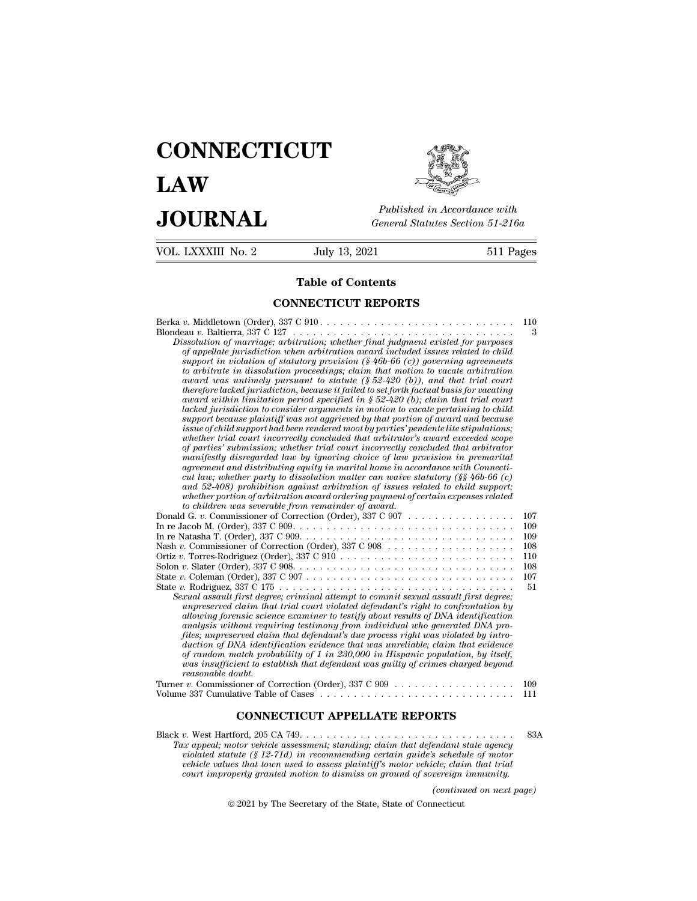# CONNECTICUT LAW JOURNAL

*Published in Accordance with General Statutes Section 51-216a*

VOL. LXXXIII No. 2 July 13, 2021 511 Pages

## Table of Contents

### CONNECTICUT REPORTS

Berka *v.* Middletown (Order), 337 C 910 . . . . . . . . . . . . . . . . . . . . . . . . . . . . . 110

Blondeau *v.* Baltierra, 337 C 127 . . . . . . . . . . . . . . . . . . . . . . . . . . . . . . . . . 3

*Dissolution of marriage; arbitration; whether final judgment existed for purposes of appellate jurisdiction when arbitration award included issues related to child support in violation of statutory provision (§ 46b-66 (c)) governing agreements to arbitrate in dissolution proceedings; claim that motion to vacate arbitration award was untimely pursuant to statute (§ 52-420 (b)), and that trial court therefore lacked jurisdiction, because it failed to set forth factual basis for vacating award within limitation period specified in § 52-420 (b); claim that trial court lacked jurisdiction to consider arguments in motion to vacate pertaining to child support because plaintiff was not aggrieved by that portion of award and because issue of child support had been rendered moot by parties' pendente lite stipulations; whether trial court incorrectly concluded that arbitrator's award exceeded scope of parties' submission; whether trial court incorrectly concluded that arbitrator manifestly disregarded law by ignoring choice of law provision in premarital agreement and distributing equity in marital home in accordance with Connecticut law; whether party to dissolution matter can waive statutory (§§ 46b-66 (c) and 52-408) prohibition against arbitration of issues related to child support; whether portion of arbitration award ordering payment of certain expenses related to children was severable from remainder of award.*

Donald G. *v.* Commissioner of Correction (Order), 337 C 907 . . . . . . . . . . . . . . . . 107

In re Jacob M. (Order), 337 C 909. . . . . . . . . . . . . . . . . . . . . . . . . . . . . . . . . 109

In re Natasha T. (Order), 337 C 909. . . . . . . . . . . . . . . . . . . . . . . . . . . . . . . . 109

Nash *v.* Commissioner of Correction (Order), 337 C 908 . . . . . . . . . . . . . . . . . . . 108

Ortiz *v.* Torres-Rodriguez (Order), 337 C 910 . . . . . . . . . . . . . . . . . . . . . . . . . . 110

Solon *v.* Slater (Order), 337 C 908. . . . . . . . . . . . . . . . . . . . . . . . . . . . . . . . . 108

State *v.* Coleman (Order), 337 C 907 . . . . . . . . . . . . . . . . . . . . . . . . . . . . . . . 107

State *v.* Rodriguez, 337 C 175 . . . . . . . . . . . . . . . . . . . . . . . . . . . . . . . . . . . 51

*Sexual assault first degree; criminal attempt to commit sexual assault first degree; unpreserved claim that trial court violated defendant's right to confrontation by allowing forensic science examiner to testify about results of DNA identification analysis without requiring testimony from individual who generated DNA profiles; unpreserved claim that defendant's due process right was violated by introduction of DNA identification evidence that was unreliable; claim that evidence of random match probability of 1 in 230,000 in Hispanic population, by itself, was insufficient to establish that defendant was guilty of crimes charged beyond reasonable doubt.*

Turner *v.* Commissioner of Correction (Order), 337 C 909 . . . . . . . . . . . . . . . . . . 109

Volume 337 Cumulative Table of Cases . . . . . . . . . . . . . . . . . . . . . . . . . . . . . 111

### CONNECTICUT APPELLATE REPORTS

Black *v.* West Hartford, 205 CA 749. . . . . . . . . . . . . . . . . . . . . . . . . . . . . . . . 83A

*Tax appeal; motor vehicle assessment; standing; claim that defendant state agency violated statute (§ 12-71d) in recommending certain guide's schedule of motor vehicle values that town used to assess plaintiff's motor vehicle; claim that trial court improperly granted motion to dismiss on ground of sovereign immunity.*

*(continued on next page)*

© 2021 by The Secretary of the State, State of Connecticut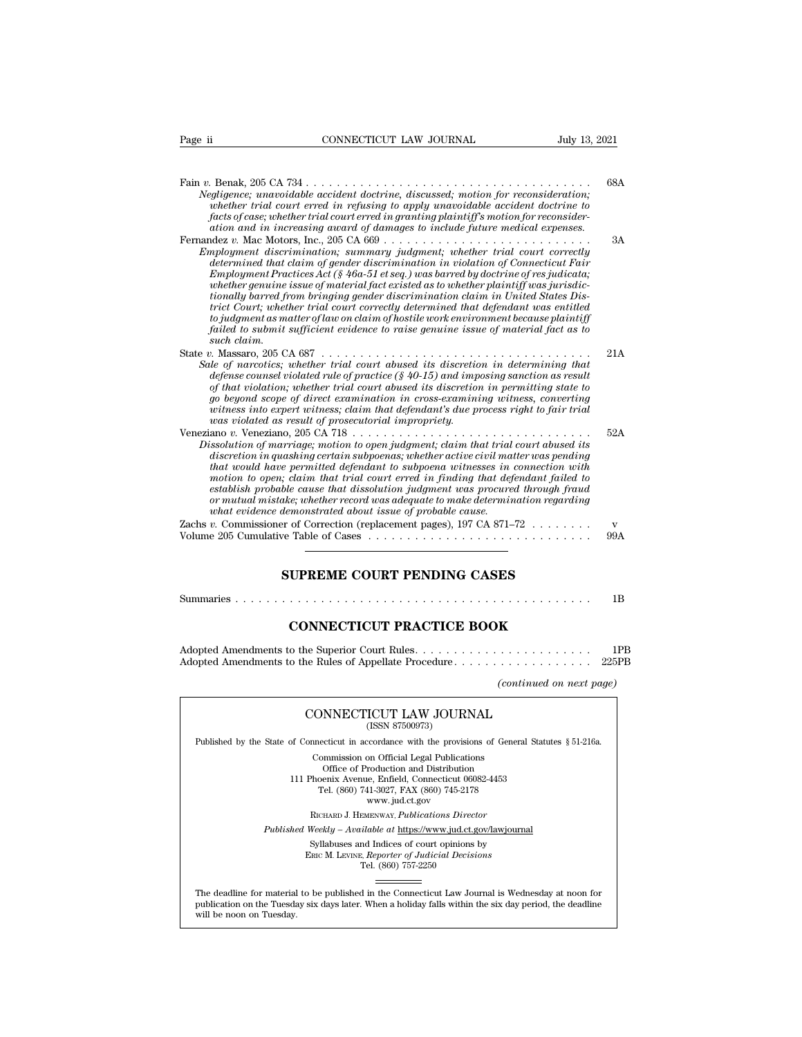Fain *v.* Benak, 205 CA 734 . . . . . . . . . . . . . . . . . . . . . . . . . . . . . . . . . . . . . 68A
*Negligence; unavoidable accident doctrine, discussed; motion for reconsideration; whether trial court erred in refusing to apply unavoidable accident doctrine to facts of case; whether trial court erred in granting plaintiff's motion for reconsideration and in increasing award of damages to include future medical expenses.*

Fernandez *v.* Mac Motors, Inc., 205 CA 669 . . . . . . . . . . . . . . . . . . . . . . . . . . . 3A
*Employment discrimination; summary judgment; whether trial court correctly determined that claim of gender discrimination in violation of Connecticut Fair Employment Practices Act (§ 46a-51 et seq.) was barred by doctrine of res judicata; whether genuine issue of material fact existed as to whether plaintiff was jurisdictionally barred from bringing gender discrimination claim in United States District Court; whether trial court correctly determined that defendant was entitled to judgment as matter of law on claim of hostile work environment because plaintiff failed to submit sufficient evidence to raise genuine issue of material fact as to such claim.*

State *v.* Massaro, 205 CA 687 . . . . . . . . . . . . . . . . . . . . . . . . . . . . . . . . . . . 21A
*Sale of narcotics; whether trial court abused its discretion in determining that defense counsel violated rule of practice (§ 40-15) and imposing sanction as result of that violation; whether trial court abused its discretion in permitting state to go beyond scope of direct examination in cross-examining witness, converting witness into expert witness; claim that defendant's due process right to fair trial was violated as result of prosecutorial impropriety.*

Veneziano *v.* Veneziano, 205 CA 718 . . . . . . . . . . . . . . . . . . . . . . . . . . . . . . . 52A
*Dissolution of marriage; motion to open judgment; claim that trial court abused its discretion in quashing certain subpoenas; whether active civil matter was pending that would have permitted defendant to subpoena witnesses in connection with motion to open; claim that trial court erred in finding that defendant failed to establish probable cause that dissolution judgment was procured through fraud or mutual mistake; whether record was adequate to make determination regarding what evidence demonstrated about issue of probable cause.*

Zachs *v.* Commissioner of Correction (replacement pages), 197 CA 871–72 . . . . . . . . v

Volume 205 Cumulative Table of Cases . . . . . . . . . . . . . . . . . . . . . . . . . . . . 99A

## SUPREME COURT PENDING CASES

Summaries . . . . . . . . . . . . . . . . . . . . . . . . . . . . . . . . . . . . . . . . . . . . 1B

## CONNECTICUT PRACTICE BOOK

Adopted Amendments to the Superior Court Rules. . . . . . . . . . . . . . . . . . . . . . . 1PB

Adopted Amendments to the Rules of Appellate Procedure . . . . . . . . . . . . . . . . . 225PB

*(continued on next page)*

---

CONNECTICUT LAW JOURNAL
(ISSN 87500973)

Published by the State of Connecticut in accordance with the provisions of General Statutes § 51-216a.

Commission on Official Legal Publications
Office of Production and Distribution
111 Phoenix Avenue, Enfield, Connecticut 06082-4453
Tel. (860) 741-3027, FAX (860) 745-2178
www.jud.ct.gov

RICHARD J. HEMENWAY, *Publications Director*

*Published Weekly – Available at* https://www.jud.ct.gov/lawjournal

Syllabuses and Indices of court opinions by
ERIC M. LEVINE, *Reporter of Judicial Decisions*
Tel. (860) 757-2250

The deadline for material to be published in the Connecticut Law Journal is Wednesday at noon for publication on the Tuesday six days later. When a holiday falls within the six day period, the deadline will be noon on Tuesday.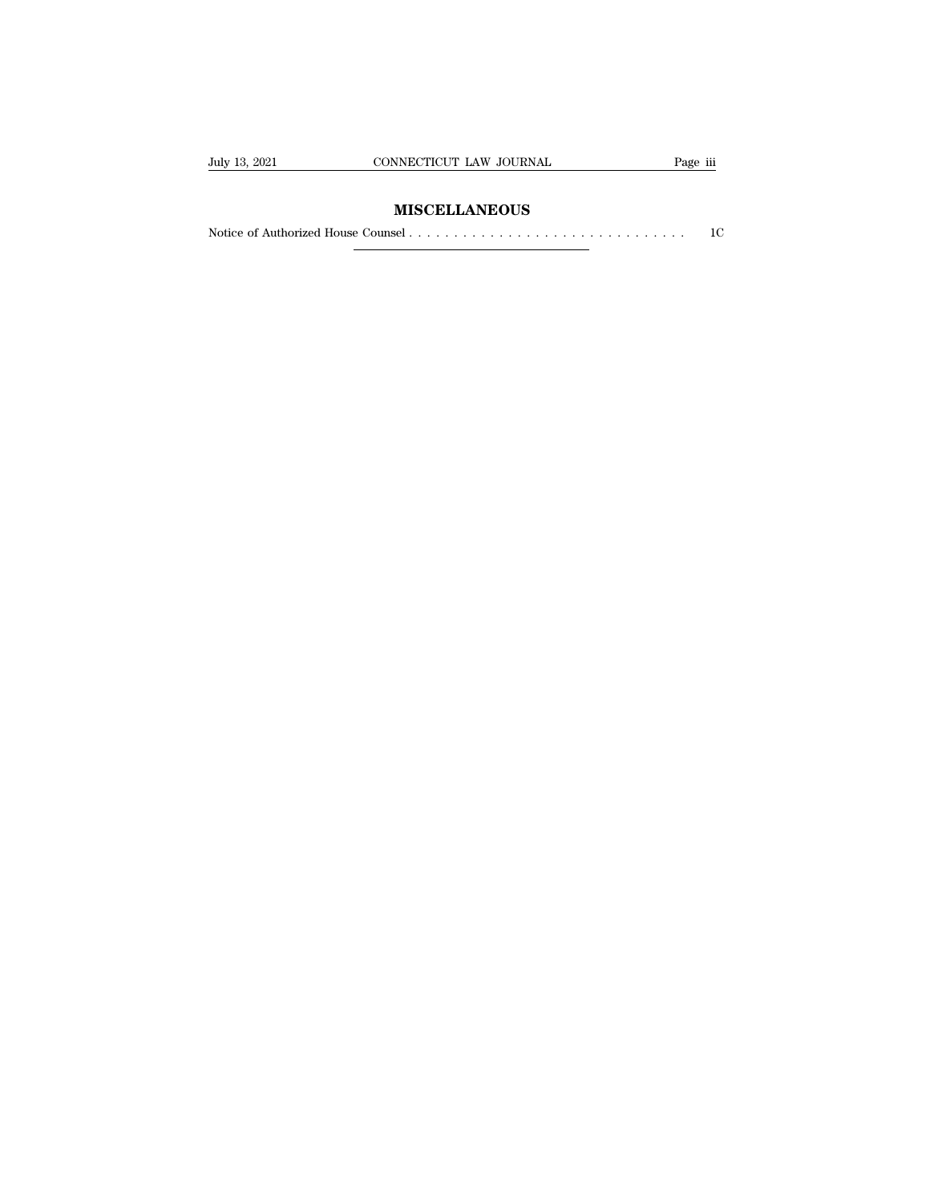## MISCELLANEOUS

Notice of Authorized House Counsel . . . . . . . . . . . . . . . . . . . . . . . . . . . . . . . 1C